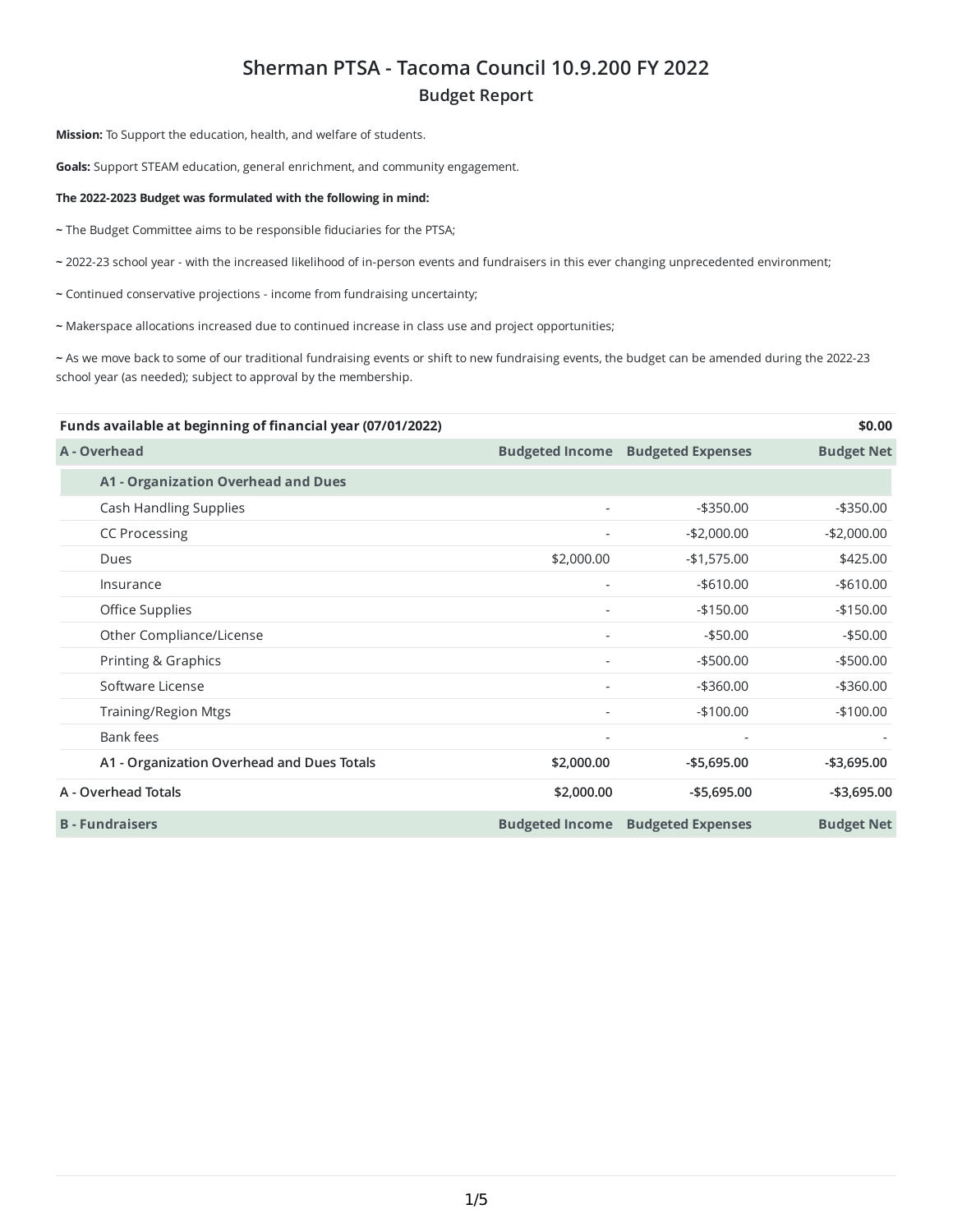# Sherman PTSA - Tacoma Council 10.9.200 FY 2022

## Budget Report

**Mission:** To Support the education, health, and welfare of students.

**Goals:** Support STEAM education, general enrichment, and community engagement.

**The 2022-2023 Budget was formulated with the following in mind:**

~ The Budget Committee aims to be responsible fiduciaries for the PTSA;

~ 2022-23 school year - with the increased likelihood of in-person events and fundraisers in this ever changing unprecedented environment;

~ Continued conservative projections - income from fundraising uncertainty;

~ Makerspace allocations increased due to continued increase in class use and project opportunities;

~ As we move back to some of our traditional fundraising events or shift to new fundraising events, the budget can be amended during the 2022-23 school year (as needed); subject to approval by the membership.

| **Funds available at beginning of financial year (07/01/2022)** | | | **$0.00** |
|---|---|---|---|
| **A - Overhead** | **Budgeted Income** | **Budgeted Expenses** | **Budget Net** |
| **A1 - Organization Overhead and Dues** | | | |
| Cash Handling Supplies | - | -$350.00 | -$350.00 |
| CC Processing | - | -$2,000.00 | -$2,000.00 |
| Dues | $2,000.00 | -$1,575.00 | $425.00 |
| Insurance | - | -$610.00 | -$610.00 |
| Office Supplies | - | -$150.00 | -$150.00 |
| Other Compliance/License | - | -$50.00 | -$50.00 |
| Printing & Graphics | - | -$500.00 | -$500.00 |
| Software License | - | -$360.00 | -$360.00 |
| Training/Region Mtgs | - | -$100.00 | -$100.00 |
| Bank fees | - | - | - |
| **A1 - Organization Overhead and Dues Totals** | **$2,000.00** | **-$5,695.00** | **-$3,695.00** |
| **A - Overhead Totals** | **$2,000.00** | **-$5,695.00** | **-$3,695.00** |
| **B - Fundraisers** | **Budgeted Income** | **Budgeted Expenses** | **Budget Net** |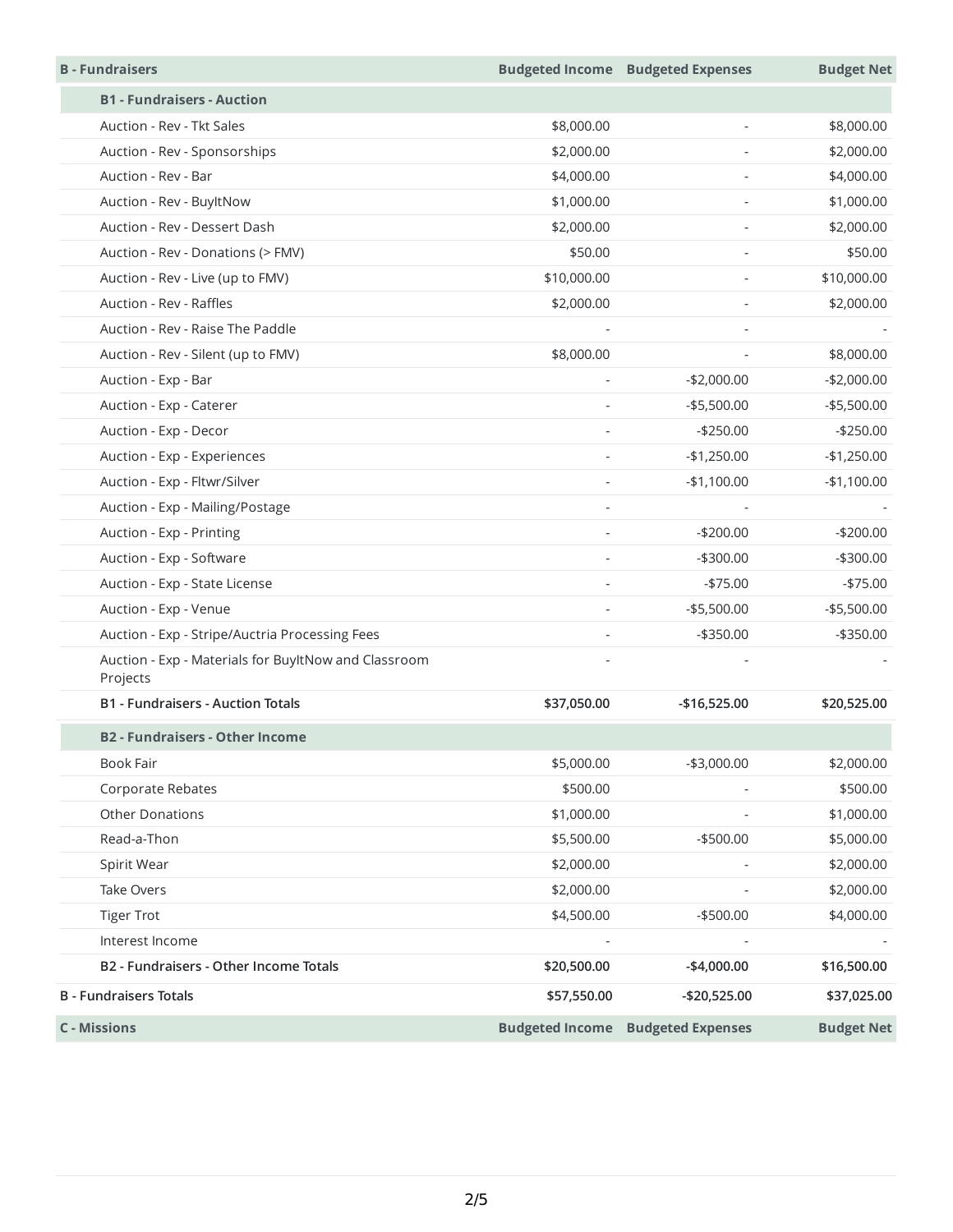| B - Fundraisers | Budgeted Income | Budgeted Expenses | Budget Net |
|---|---|---|---|
| **B1 - Fundraisers - Auction** | | | |
| Auction - Rev - Tkt Sales | $8,000.00 | - | $8,000.00 |
| Auction - Rev - Sponsorships | $2,000.00 | - | $2,000.00 |
| Auction - Rev - Bar | $4,000.00 | - | $4,000.00 |
| Auction - Rev - BuyItNow | $1,000.00 | - | $1,000.00 |
| Auction - Rev - Dessert Dash | $2,000.00 | - | $2,000.00 |
| Auction - Rev - Donations (> FMV) | $50.00 | - | $50.00 |
| Auction - Rev - Live (up to FMV) | $10,000.00 | - | $10,000.00 |
| Auction - Rev - Raffles | $2,000.00 | - | $2,000.00 |
| Auction - Rev - Raise The Paddle | - | - | - |
| Auction - Rev - Silent (up to FMV) | $8,000.00 | - | $8,000.00 |
| Auction - Exp - Bar | - | -$2,000.00 | -$2,000.00 |
| Auction - Exp - Caterer | - | -$5,500.00 | -$5,500.00 |
| Auction - Exp - Decor | - | -$250.00 | -$250.00 |
| Auction - Exp - Experiences | - | -$1,250.00 | -$1,250.00 |
| Auction - Exp - Fltwr/Silver | - | -$1,100.00 | -$1,100.00 |
| Auction - Exp - Mailing/Postage | - | - | - |
| Auction - Exp - Printing | - | -$200.00 | -$200.00 |
| Auction - Exp - Software | - | -$300.00 | -$300.00 |
| Auction - Exp - State License | - | -$75.00 | -$75.00 |
| Auction - Exp - Venue | - | -$5,500.00 | -$5,500.00 |
| Auction - Exp - Stripe/Auctria Processing Fees | - | -$350.00 | -$350.00 |
| Auction - Exp - Materials for BuyItNow and Classroom Projects | - | - | - |
| **B1 - Fundraisers - Auction Totals** | **$37,050.00** | **-$16,525.00** | **$20,525.00** |
| **B2 - Fundraisers - Other Income** | | | |
| Book Fair | $5,000.00 | -$3,000.00 | $2,000.00 |
| Corporate Rebates | $500.00 | - | $500.00 |
| Other Donations | $1,000.00 | - | $1,000.00 |
| Read-a-Thon | $5,500.00 | -$500.00 | $5,000.00 |
| Spirit Wear | $2,000.00 | - | $2,000.00 |
| Take Overs | $2,000.00 | - | $2,000.00 |
| Tiger Trot | $4,500.00 | -$500.00 | $4,000.00 |
| Interest Income | - | - | - |
| **B2 - Fundraisers - Other Income Totals** | **$20,500.00** | **-$4,000.00** | **$16,500.00** |
| **B - Fundraisers Totals** | **$57,550.00** | **-$20,525.00** | **$37,025.00** |

| C - Missions | Budgeted Income | Budgeted Expenses | Budget Net |
|---|---|---|---|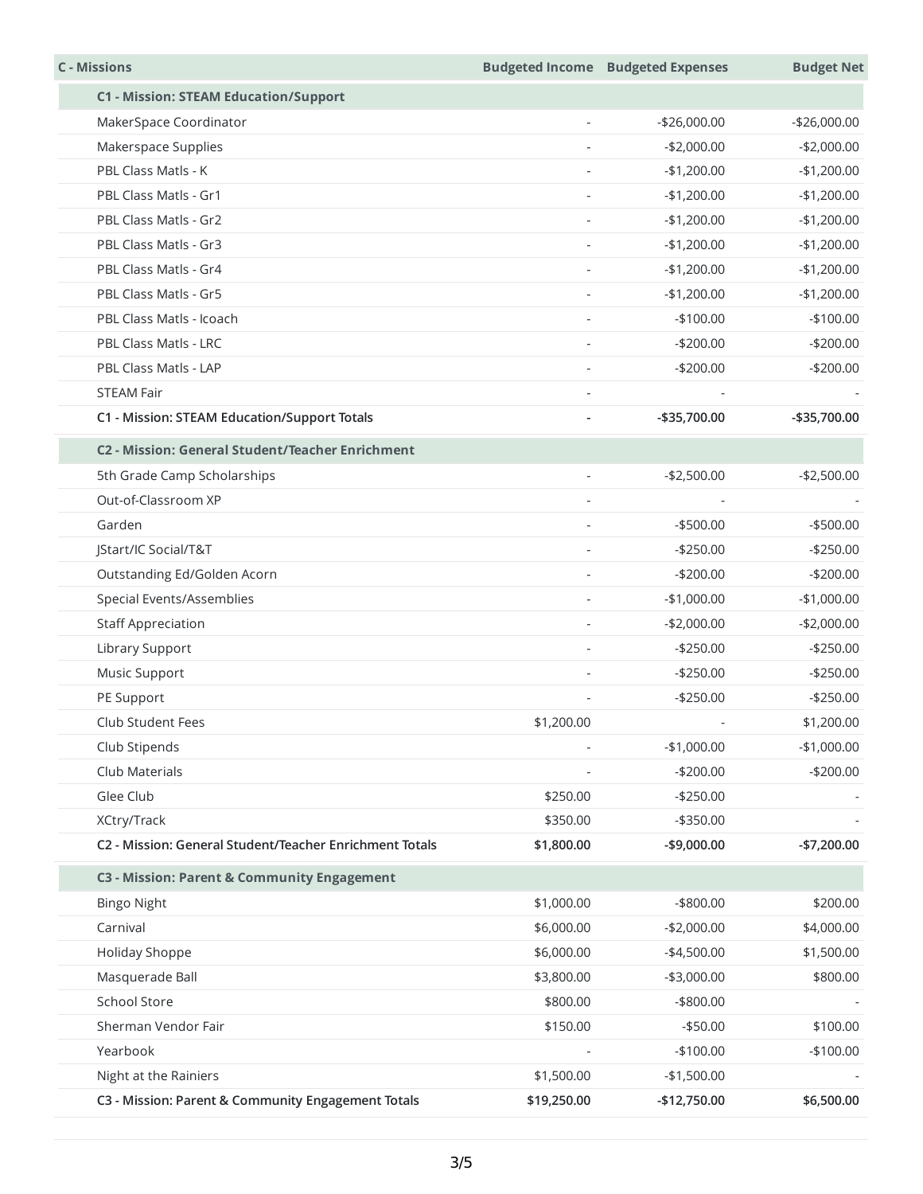| C - Missions | Budgeted Income | Budgeted Expenses | Budget Net |
|---|---|---|---|
| **C1 - Mission: STEAM Education/Support** | | | |
| MakerSpace Coordinator | - | -$26,000.00 | -$26,000.00 |
| Makerspace Supplies | - | -$2,000.00 | -$2,000.00 |
| PBL Class Matls - K | - | -$1,200.00 | -$1,200.00 |
| PBL Class Matls - Gr1 | - | -$1,200.00 | -$1,200.00 |
| PBL Class Matls - Gr2 | - | -$1,200.00 | -$1,200.00 |
| PBL Class Matls - Gr3 | - | -$1,200.00 | -$1,200.00 |
| PBL Class Matls - Gr4 | - | -$1,200.00 | -$1,200.00 |
| PBL Class Matls - Gr5 | - | -$1,200.00 | -$1,200.00 |
| PBL Class Matls - Icoach | - | -$100.00 | -$100.00 |
| PBL Class Matls - LRC | - | -$200.00 | -$200.00 |
| PBL Class Matls - LAP | - | -$200.00 | -$200.00 |
| STEAM Fair | - | - | - |
| **C1 - Mission: STEAM Education/Support Totals** | **-** | **-$35,700.00** | **-$35,700.00** |
| **C2 - Mission: General Student/Teacher Enrichment** | | | |
| 5th Grade Camp Scholarships | - | -$2,500.00 | -$2,500.00 |
| Out-of-Classroom XP | - | - | - |
| Garden | - | -$500.00 | -$500.00 |
| JStart/IC Social/T&T | - | -$250.00 | -$250.00 |
| Outstanding Ed/Golden Acorn | - | -$200.00 | -$200.00 |
| Special Events/Assemblies | - | -$1,000.00 | -$1,000.00 |
| Staff Appreciation | - | -$2,000.00 | -$2,000.00 |
| Library Support | - | -$250.00 | -$250.00 |
| Music Support | - | -$250.00 | -$250.00 |
| PE Support | - | -$250.00 | -$250.00 |
| Club Student Fees | $1,200.00 | - | $1,200.00 |
| Club Stipends | - | -$1,000.00 | -$1,000.00 |
| Club Materials | - | -$200.00 | -$200.00 |
| Glee Club | $250.00 | -$250.00 | - |
| XCtry/Track | $350.00 | -$350.00 | - |
| **C2 - Mission: General Student/Teacher Enrichment Totals** | **$1,800.00** | **-$9,000.00** | **-$7,200.00** |
| **C3 - Mission: Parent & Community Engagement** | | | |
| Bingo Night | $1,000.00 | -$800.00 | $200.00 |
| Carnival | $6,000.00 | -$2,000.00 | $4,000.00 |
| Holiday Shoppe | $6,000.00 | -$4,500.00 | $1,500.00 |
| Masquerade Ball | $3,800.00 | -$3,000.00 | $800.00 |
| School Store | $800.00 | -$800.00 | - |
| Sherman Vendor Fair | $150.00 | -$50.00 | $100.00 |
| Yearbook | - | -$100.00 | -$100.00 |
| Night at the Rainiers | $1,500.00 | -$1,500.00 | - |
| **C3 - Mission: Parent & Community Engagement Totals** | **$19,250.00** | **-$12,750.00** | **$6,500.00** |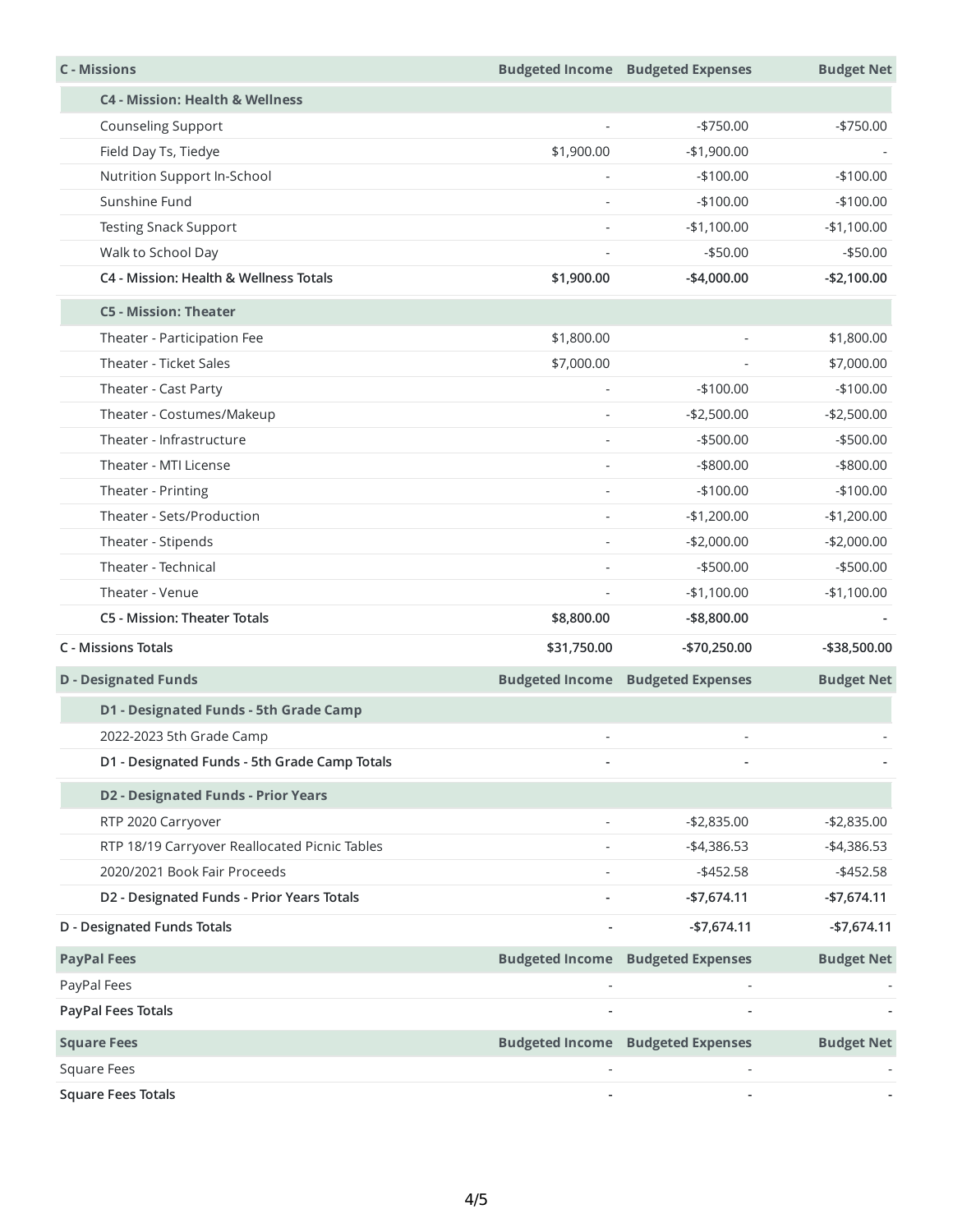| C - Missions | Budgeted Income | Budgeted Expenses | Budget Net |
|---|---|---|---|
| **C4 - Mission: Health & Wellness** | | | |
| Counseling Support | - | -$750.00 | -$750.00 |
| Field Day Ts, Tiedye | $1,900.00 | -$1,900.00 | - |
| Nutrition Support In-School | - | -$100.00 | -$100.00 |
| Sunshine Fund | - | -$100.00 | -$100.00 |
| Testing Snack Support | - | -$1,100.00 | -$1,100.00 |
| Walk to School Day | - | -$50.00 | -$50.00 |
| **C4 - Mission: Health & Wellness Totals** | **$1,900.00** | **-$4,000.00** | **-$2,100.00** |
| **C5 - Mission: Theater** | | | |
| Theater - Participation Fee | $1,800.00 | - | $1,800.00 |
| Theater - Ticket Sales | $7,000.00 | - | $7,000.00 |
| Theater - Cast Party | - | -$100.00 | -$100.00 |
| Theater - Costumes/Makeup | - | -$2,500.00 | -$2,500.00 |
| Theater - Infrastructure | - | -$500.00 | -$500.00 |
| Theater - MTI License | - | -$800.00 | -$800.00 |
| Theater - Printing | - | -$100.00 | -$100.00 |
| Theater - Sets/Production | - | -$1,200.00 | -$1,200.00 |
| Theater - Stipends | - | -$2,000.00 | -$2,000.00 |
| Theater - Technical | - | -$500.00 | -$500.00 |
| Theater - Venue | - | -$1,100.00 | -$1,100.00 |
| **C5 - Mission: Theater Totals** | **$8,800.00** | **-$8,800.00** | **-** |
| **C - Missions Totals** | **$31,750.00** | **-$70,250.00** | **-$38,500.00** |

| D - Designated Funds | Budgeted Income | Budgeted Expenses | Budget Net |
|---|---|---|---|
| **D1 - Designated Funds - 5th Grade Camp** | | | |
| 2022-2023 5th Grade Camp | - | - | - |
| **D1 - Designated Funds - 5th Grade Camp Totals** | **-** | **-** | **-** |
| **D2 - Designated Funds - Prior Years** | | | |
| RTP 2020 Carryover | - | -$2,835.00 | -$2,835.00 |
| RTP 18/19 Carryover Reallocated Picnic Tables | - | -$4,386.53 | -$4,386.53 |
| 2020/2021 Book Fair Proceeds | - | -$452.58 | -$452.58 |
| **D2 - Designated Funds - Prior Years Totals** | **-** | **-$7,674.11** | **-$7,674.11** |
| **D - Designated Funds Totals** | **-** | **-$7,674.11** | **-$7,674.11** |

| PayPal Fees | Budgeted Income | Budgeted Expenses | Budget Net |
|---|---|---|---|
| PayPal Fees | - | - | - |
| **PayPal Fees Totals** | **-** | **-** | **-** |

| Square Fees | Budgeted Income | Budgeted Expenses | Budget Net |
|---|---|---|---|
| Square Fees | - | - | - |
| **Square Fees Totals** | **-** | **-** | **-** |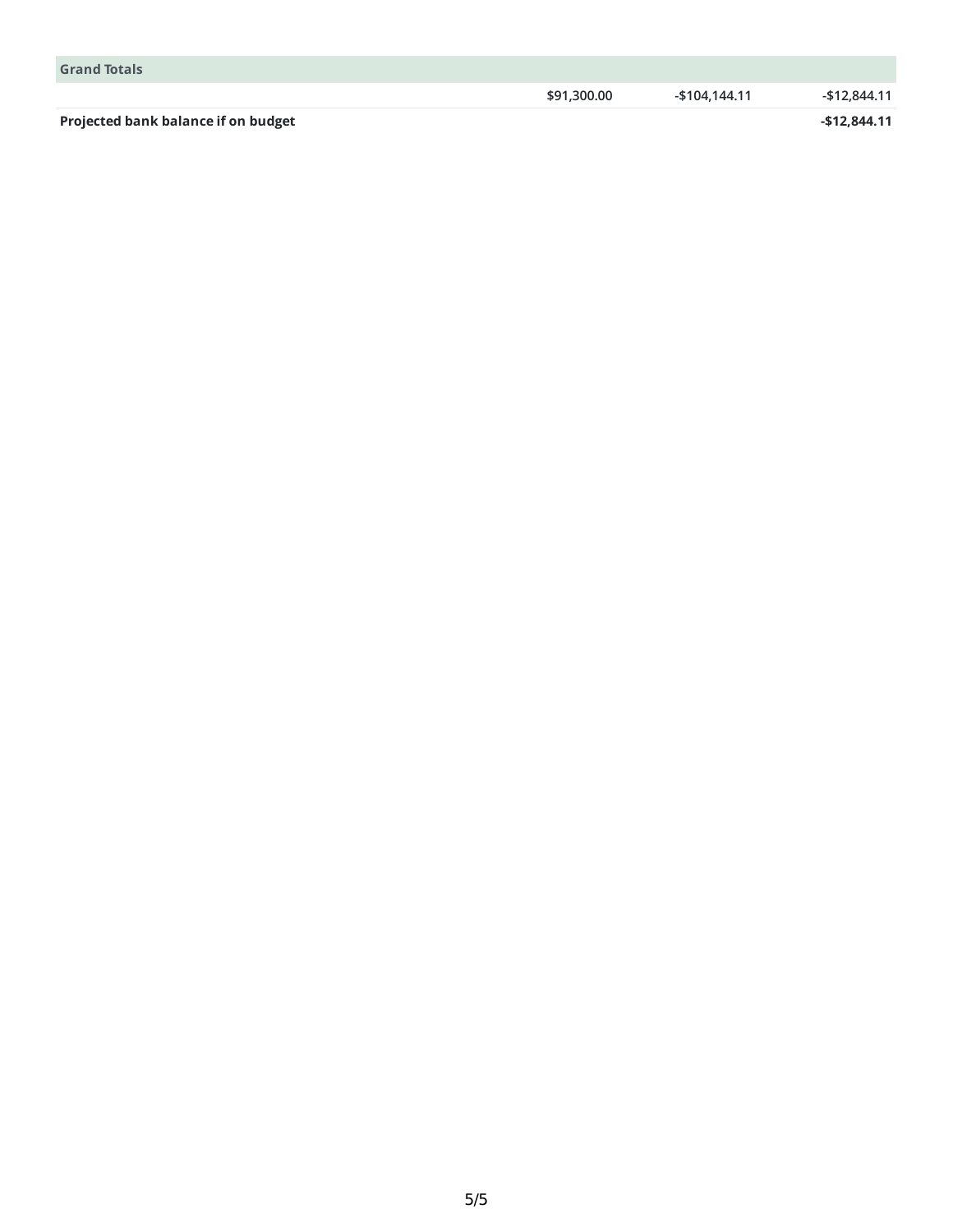| Grand Totals | | | |
| --- | --- | --- | --- |
| | $91,300.00 | -$104,144.11 | -$12,844.11 |
| **Projected bank balance if on budget** | | | **-$12,844.11** |